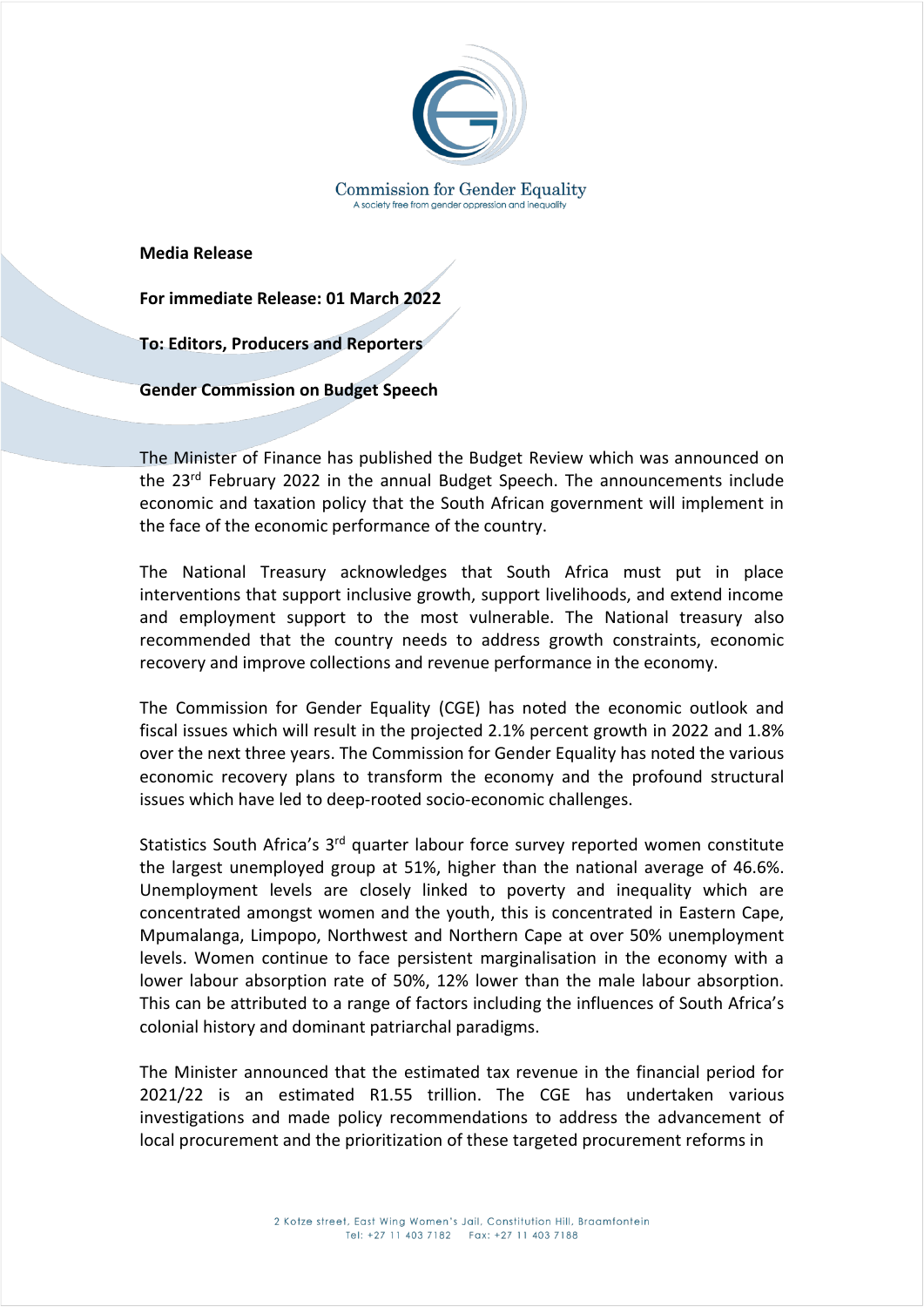Commission for Gender Equality

A society free from gender oppression and inequality

**Media Release**

**For immediate Release: 01 March 2022**

**To: Editors, Producers and Reporters**

**Gender Commission on Budget Speech**

The Minister of Finance has published the Budget Review which was announced on the 23rd February 2022 in the annual Budget Speech. The announcements include economic and taxation policy that the South African government will implement in the face of the economic performance of the country.

The National Treasury acknowledges that South Africa must put in place interventions that support inclusive growth, support livelihoods, and extend income and employment support to the most vulnerable. The National treasury also recommended that the country needs to address growth constraints, economic recovery and improve collections and revenue performance in the economy.

The Commission for Gender Equality (CGE) has noted the economic outlook and fiscal issues which will result in the projected 2.1% percent growth in 2022 and 1.8% over the next three years. The Commission for Gender Equality has noted the various economic recovery plans to transform the economy and the profound structural issues which have led to deep-rooted socio-economic challenges.

Statistics South Africa's 3rd quarter labour force survey reported women constitute the largest unemployed group at 51%, higher than the national average of 46.6%. Unemployment levels are closely linked to poverty and inequality which are concentrated amongst women and the youth, this is concentrated in Eastern Cape, Mpumalanga, Limpopo, Northwest and Northern Cape at over 50% unemployment levels. Women continue to face persistent marginalisation in the economy with a lower labour absorption rate of 50%, 12% lower than the male labour absorption. This can be attributed to a range of factors including the influences of South Africa's colonial history and dominant patriarchal paradigms.

The Minister announced that the estimated tax revenue in the financial period for 2021/22 is an estimated R1.55 trillion. The CGE has undertaken various investigations and made policy recommendations to address the advancement of local procurement and the prioritization of these targeted procurement reforms in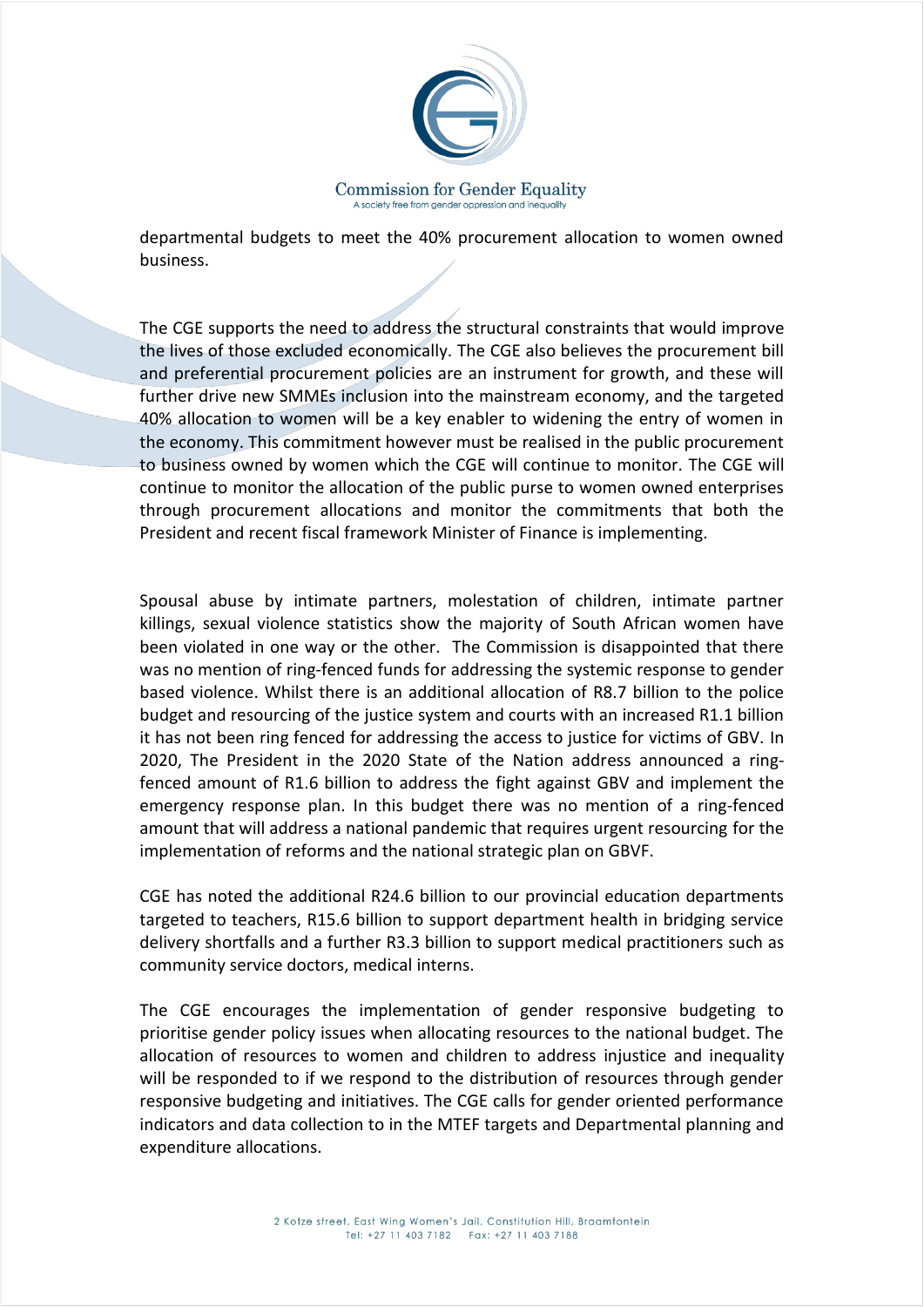departmental budgets to meet the 40% procurement allocation to women owned business.

The CGE supports the need to address the structural constraints that would improve the lives of those excluded economically. The CGE also believes the procurement bill and preferential procurement policies are an instrument for growth, and these will further drive new SMMEs inclusion into the mainstream economy, and the targeted 40% allocation to women will be a key enabler to widening the entry of women in the economy. This commitment however must be realised in the public procurement to business owned by women which the CGE will continue to monitor. The CGE will continue to monitor the allocation of the public purse to women owned enterprises through procurement allocations and monitor the commitments that both the President and recent fiscal framework Minister of Finance is implementing.

Spousal abuse by intimate partners, molestation of children, intimate partner killings, sexual violence statistics show the majority of South African women have been violated in one way or the other. The Commission is disappointed that there was no mention of ring-fenced funds for addressing the systemic response to gender based violence. Whilst there is an additional allocation of R8.7 billion to the police budget and resourcing of the justice system and courts with an increased R1.1 billion it has not been ring fenced for addressing the access to justice for victims of GBV. In 2020, The President in the 2020 State of the Nation address announced a ring-fenced amount of R1.6 billion to address the fight against GBV and implement the emergency response plan. In this budget there was no mention of a ring-fenced amount that will address a national pandemic that requires urgent resourcing for the implementation of reforms and the national strategic plan on GBVF.

CGE has noted the additional R24.6 billion to our provincial education departments targeted to teachers, R15.6 billion to support department health in bridging service delivery shortfalls and a further R3.3 billion to support medical practitioners such as community service doctors, medical interns.

The CGE encourages the implementation of gender responsive budgeting to prioritise gender policy issues when allocating resources to the national budget. The allocation of resources to women and children to address injustice and inequality will be responded to if we respond to the distribution of resources through gender responsive budgeting and initiatives. The CGE calls for gender oriented performance indicators and data collection to in the MTEF targets and Departmental planning and expenditure allocations.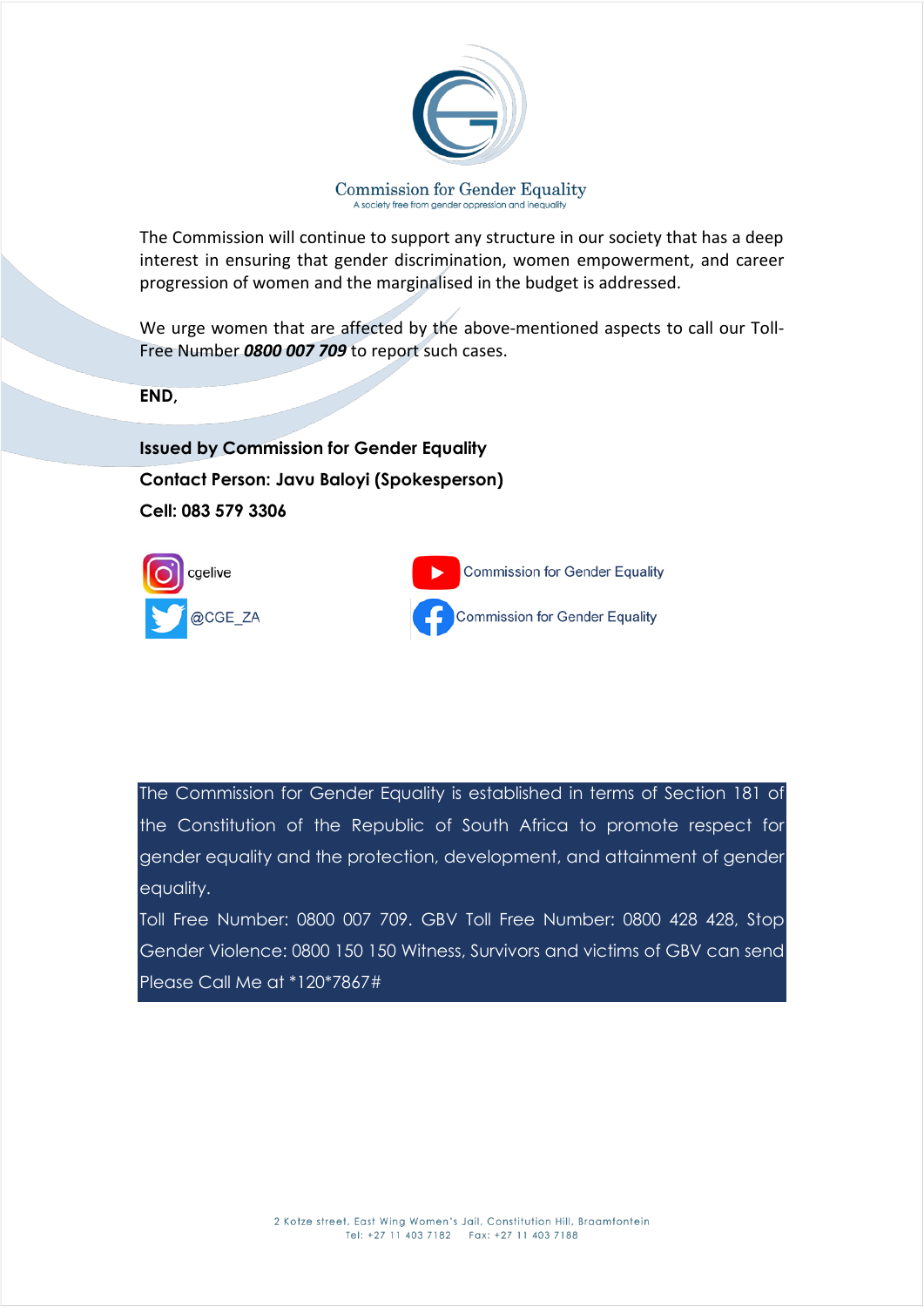Commission for Gender Equality

A society free from gender oppression and inequality

The Commission will continue to support any structure in our society that has a deep interest in ensuring that gender discrimination, women empowerment, and career progression of women and the marginalised in the budget is addressed.

We urge women that are affected by the above-mentioned aspects to call our Toll-Free Number ***0800 007 709*** to report such cases.

**END,**

**Issued by Commission for Gender Equality**

**Contact Person: Javu Baloyi (Spokesperson)**

**Cell: 083 579 3306**

cgelive

@CGE_ZA

Commission for Gender Equality

Commission for Gender Equality

The Commission for Gender Equality is established in terms of Section 181 of the Constitution of the Republic of South Africa to promote respect for gender equality and the protection, development, and attainment of gender equality.

Toll Free Number: 0800 007 709. GBV Toll Free Number: 0800 428 428, Stop Gender Violence: 0800 150 150 Witness, Survivors and victims of GBV can send Please Call Me at *120*7867#

2 Kotze street, East Wing Women's Jail, Constitution Hill, Braamfontein
Tel: +27 11 403 7182 Fax: +27 11 403 7188